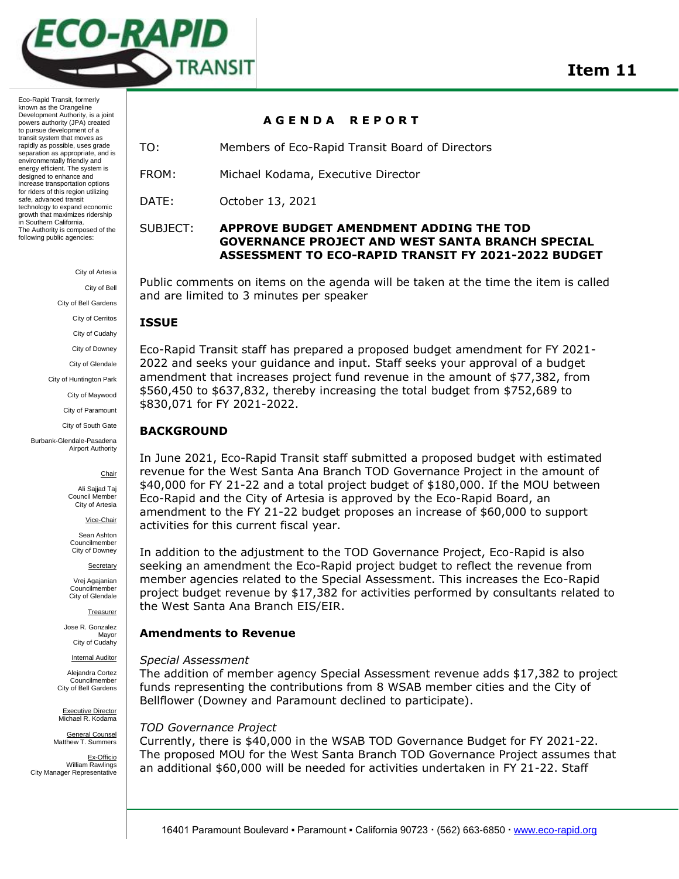# Item 11

Eco-Rapid Transit, formerly known as the Orangeline Development Authority, is a joint powers authority (JPA) created to pursue development of a transit system that moves as rapidly as possible, uses grade separation as appropriate, and is environmentally friendly and energy efficient. The system is designed to enhance and increase transportation options for riders of this region utilizing safe, advanced transit technology to expand economic growth that maximizes ridership in Southern California. The Authority is composed of the following public agencies:

City of Artesia
City of Bell
City of Bell Gardens
City of Cerritos
City of Cudahy
City of Downey
City of Glendale
City of Huntington Park
City of Maywood
City of Paramount
City of South Gate
Burbank-Glendale-Pasadena Airport Authority

Chair
Ali Sajjad Taj
Council Member
City of Artesia

Vice-Chair
Sean Ashton
Councilmember
City of Downey

Secretary
Vrej Agajanian
Councilmember
City of Glendale

Treasurer
Jose R. Gonzalez
Mayor
City of Cudahy

Internal Auditor
Alejandra Cortez
Councilmember
City of Bell Gardens

Executive Director
Michael R. Kodama

General Counsel
Matthew T. Summers

Ex-Officio
William Rawlings
City Manager Representative

## AGENDA REPORT

TO: Members of Eco-Rapid Transit Board of Directors

FROM: Michael Kodama, Executive Director

DATE: October 13, 2021

SUBJECT: **APPROVE BUDGET AMENDMENT ADDING THE TOD GOVERNANCE PROJECT AND WEST SANTA BRANCH SPECIAL ASSESSMENT TO ECO-RAPID TRANSIT FY 2021-2022 BUDGET**

Public comments on items on the agenda will be taken at the time the item is called and are limited to 3 minutes per speaker

### ISSUE

Eco-Rapid Transit staff has prepared a proposed budget amendment for FY 2021-2022 and seeks your guidance and input. Staff seeks your approval of a budget amendment that increases project fund revenue in the amount of $77,382, from $560,450 to $637,832, thereby increasing the total budget from $752,689 to $830,071 for FY 2021-2022.

### BACKGROUND

In June 2021, Eco-Rapid Transit staff submitted a proposed budget with estimated revenue for the West Santa Ana Branch TOD Governance Project in the amount of $40,000 for FY 21-22 and a total project budget of $180,000. If the MOU between Eco-Rapid and the City of Artesia is approved by the Eco-Rapid Board, an amendment to the FY 21-22 budget proposes an increase of $60,000 to support activities for this current fiscal year.

In addition to the adjustment to the TOD Governance Project, Eco-Rapid is also seeking an amendment the Eco-Rapid project budget to reflect the revenue from member agencies related to the Special Assessment. This increases the Eco-Rapid project budget revenue by $17,382 for activities performed by consultants related to the West Santa Ana Branch EIS/EIR.

### Amendments to Revenue

*Special Assessment*
The addition of member agency Special Assessment revenue adds $17,382 to project funds representing the contributions from 8 WSAB member cities and the City of Bellflower (Downey and Paramount declined to participate).

*TOD Governance Project*
Currently, there is $40,000 in the WSAB TOD Governance Budget for FY 2021-22. The proposed MOU for the West Santa Branch TOD Governance Project assumes that an additional $60,000 will be needed for activities undertaken in FY 21-22. Staff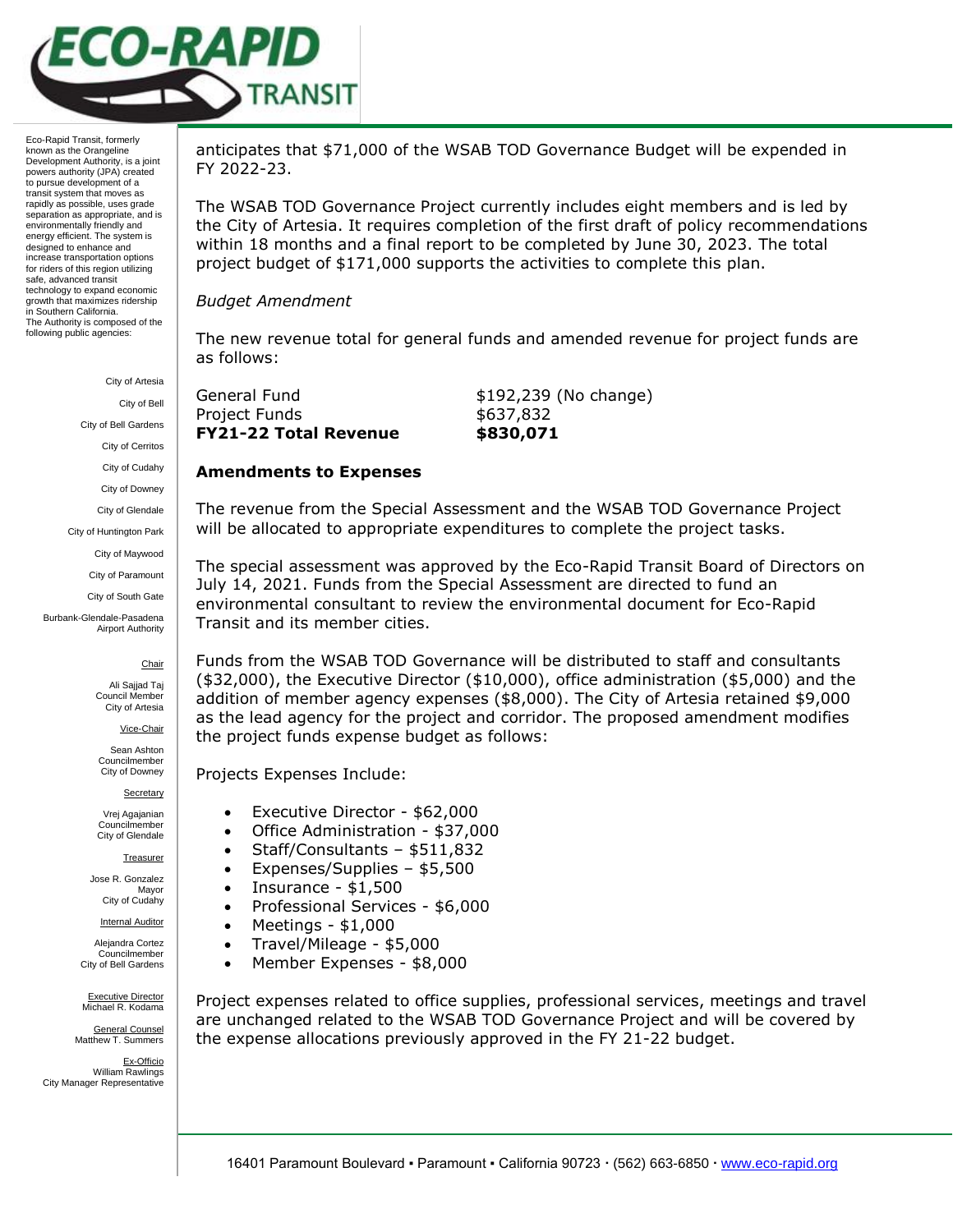Eco-Rapid Transit, formerly known as the Orangeline Development Authority, is a joint powers authority (JPA) created to pursue development of a transit system that moves as rapidly as possible, uses grade separation as appropriate, and is environmentally friendly and energy efficient. The system is designed to enhance and increase transportation options for riders of this region utilizing safe, advanced transit technology to expand economic growth that maximizes ridership in Southern California. The Authority is composed of the following public agencies:

City of Artesia
City of Bell
City of Bell Gardens
City of Cerritos
City of Cudahy
City of Downey
City of Glendale
City of Huntington Park
City of Maywood
City of Paramount
City of South Gate
Burbank-Glendale-Pasadena Airport Authority

Chair
Ali Sajjad Taj
Council Member
City of Artesia

Vice-Chair
Sean Ashton
Councilmember
City of Downey

Secretary
Vrej Agajanian
Councilmember
City of Glendale

Treasurer
Jose R. Gonzalez
Mayor
City of Cudahy

Internal Auditor
Alejandra Cortez
Councilmember
City of Bell Gardens

Executive Director
Michael R. Kodama

General Counsel
Matthew T. Summers

Ex-Officio
William Rawlings
City Manager Representative

anticipates that $71,000 of the WSAB TOD Governance Budget will be expended in FY 2022-23.

The WSAB TOD Governance Project currently includes eight members and is led by the City of Artesia. It requires completion of the first draft of policy recommendations within 18 months and a final report to be completed by June 30, 2023. The total project budget of $171,000 supports the activities to complete this plan.

*Budget Amendment*

The new revenue total for general funds and amended revenue for project funds are as follows:

| | |
|---|---|
| General Fund | $192,239 (No change) |
| Project Funds | $637,832 |
| **FY21-22 Total Revenue** | **$830,071** |

**Amendments to Expenses**

The revenue from the Special Assessment and the WSAB TOD Governance Project will be allocated to appropriate expenditures to complete the project tasks.

The special assessment was approved by the Eco-Rapid Transit Board of Directors on July 14, 2021. Funds from the Special Assessment are directed to fund an environmental consultant to review the environmental document for Eco-Rapid Transit and its member cities.

Funds from the WSAB TOD Governance will be distributed to staff and consultants ($32,000), the Executive Director ($10,000), office administration ($5,000) and the addition of member agency expenses ($8,000). The City of Artesia retained $9,000 as the lead agency for the project and corridor. The proposed amendment modifies the project funds expense budget as follows:

Projects Expenses Include:

- Executive Director - $62,000
- Office Administration - $37,000
- Staff/Consultants – $511,832
- Expenses/Supplies – $5,500
- Insurance - $1,500
- Professional Services - $6,000
- Meetings - $1,000
- Travel/Mileage - $5,000
- Member Expenses - $8,000

Project expenses related to office supplies, professional services, meetings and travel are unchanged related to the WSAB TOD Governance Project and will be covered by the expense allocations previously approved in the FY 21-22 budget.

16401 Paramount Boulevard ▪ Paramount ▪ California 90723 · (562) 663-6850 · www.eco-rapid.org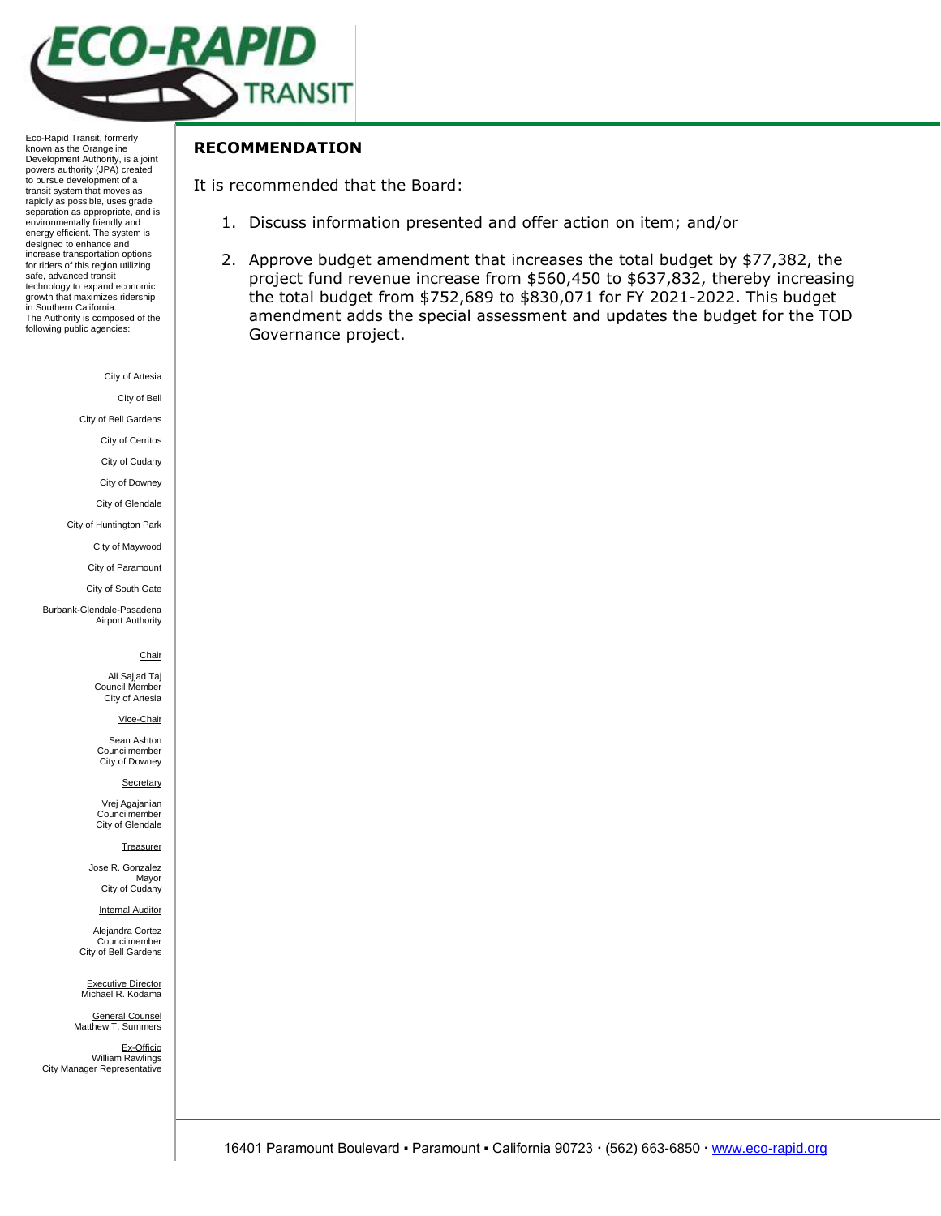Eco-Rapid Transit, formerly known as the Orangeline Development Authority, is a joint powers authority (JPA) created to pursue development of a transit system that moves as rapidly as possible, uses grade separation as appropriate, and is environmentally friendly and energy efficient. The system is designed to enhance and increase transportation options for riders of this region utilizing safe, advanced transit technology to expand economic growth that maximizes ridership in Southern California.
The Authority is composed of the following public agencies:

City of Artesia
City of Bell
City of Bell Gardens
City of Cerritos
City of Cudahy
City of Downey
City of Glendale
City of Huntington Park
City of Maywood
City of Paramount
City of South Gate
Burbank-Glendale-Pasadena Airport Authority

Chair
Ali Sajjad Taj
Council Member
City of Artesia

Vice-Chair
Sean Ashton
Councilmember
City of Downey

Secretary
Vrej Agajanian
Councilmember
City of Glendale

Treasurer
Jose R. Gonzalez
Mayor
City of Cudahy

Internal Auditor
Alejandra Cortez
Councilmember
City of Bell Gardens

Executive Director
Michael R. Kodama

General Counsel
Matthew T. Summers

Ex-Officio
William Rawlings
City Manager Representative

## RECOMMENDATION

It is recommended that the Board:

1. Discuss information presented and offer action on item; and/or

2. Approve budget amendment that increases the total budget by $77,382, the project fund revenue increase from $560,450 to $637,832, thereby increasing the total budget from $752,689 to $830,071 for FY 2021-2022. This budget amendment adds the special assessment and updates the budget for the TOD Governance project.

16401 Paramount Boulevard ▪ Paramount ▪ California 90723 · (562) 663-6850 · www.eco-rapid.org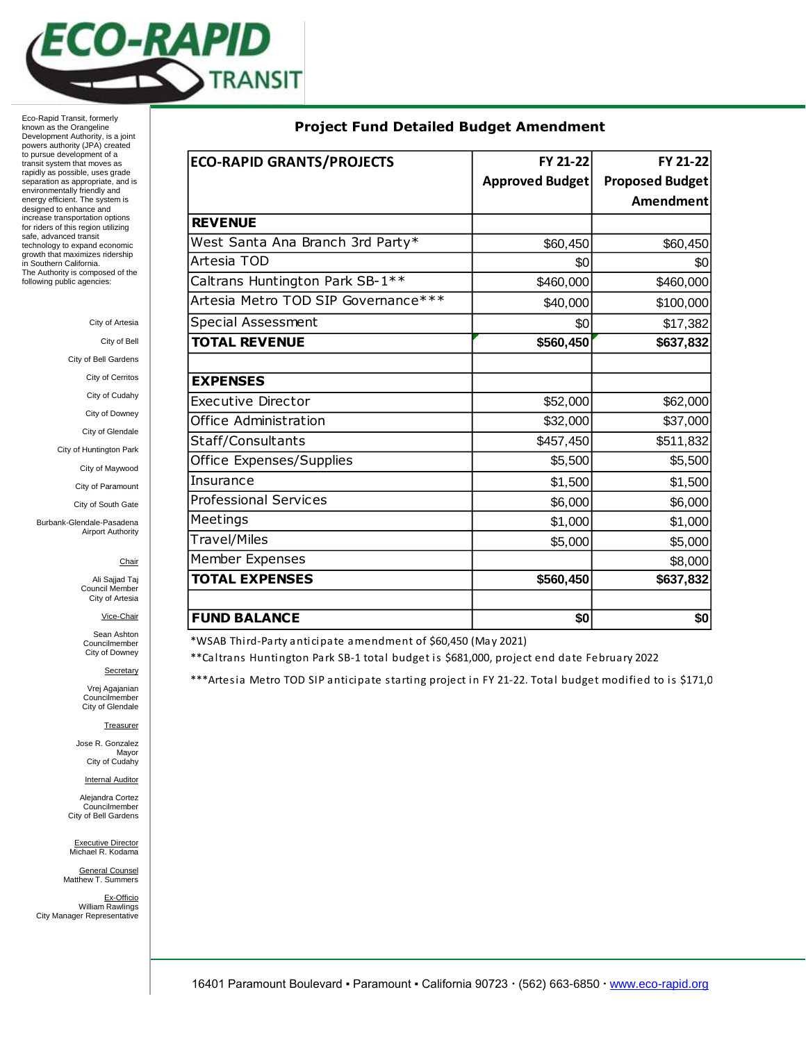**ECO-RAPID TRANSIT**

Eco-Rapid Transit, formerly known as the Orangeline Development Authority, is a joint powers authority (JPA) created to pursue development of a transit system that moves as rapidly as possible, uses grade separation as appropriate, and is environmentally friendly and energy efficient. The system is designed to enhance and increase transportation options for riders of this region utilizing safe, advanced transit technology to expand economic growth that maximizes ridership in Southern California.
The Authority is composed of the following public agencies:

City of Artesia
City of Bell
City of Bell Gardens
City of Cerritos
City of Cudahy
City of Downey
City of Glendale
City of Huntington Park
City of Maywood
City of Paramount
City of South Gate
Burbank-Glendale-Pasadena Airport Authority

Chair
Ali Sajjad Taj
Council Member
City of Artesia

Vice-Chair
Sean Ashton
Councilmember
City of Downey

Secretary
Vrej Agajanian
Councilmember
City of Glendale

Treasurer
Jose R. Gonzalez
Mayor
City of Cudahy

Internal Auditor
Alejandra Cortez
Councilmember
City of Bell Gardens

Executive Director
Michael R. Kodama

General Counsel
Matthew T. Summers

Ex-Officio
William Rawlings
City Manager Representative

## Project Fund Detailed Budget Amendment

| ECO-RAPID GRANTS/PROJECTS | FY 21-22 Approved Budget | FY 21-22 Proposed Budget Amendment |
|---|---|---|
| **REVENUE** | | |
| West Santa Ana Branch 3rd Party* | $60,450 | $60,450 |
| Artesia TOD | $0 | $0 |
| Caltrans Huntington Park SB-1** | $460,000 | $460,000 |
| Artesia Metro TOD SIP Governance*** | $40,000 | $100,000 |
| Special Assessment | $0 | $17,382 |
| **TOTAL REVENUE** | **$560,450** | **$637,832** |
| | | |
| **EXPENSES** | | |
| Executive Director | $52,000 | $62,000 |
| Office Administration | $32,000 | $37,000 |
| Staff/Consultants | $457,450 | $511,832 |
| Office Expenses/Supplies | $5,500 | $5,500 |
| Insurance | $1,500 | $1,500 |
| Professional Services | $6,000 | $6,000 |
| Meetings | $1,000 | $1,000 |
| Travel/Miles | $5,000 | $5,000 |
| Member Expenses | | $8,000 |
| **TOTAL EXPENSES** | **$560,450** | **$637,832** |
| | | |
| **FUND BALANCE** | **$0** | **$0** |

*WSAB Third-Party anticipate amendment of $60,450 (May 2021)

**Caltrans Huntington Park SB-1 total budget is $681,000, project end date February 2022

***Artesia Metro TOD SIP anticipate starting project in FY 21-22. Total budget modified to is $171,0

16401 Paramount Boulevard ▪ Paramount ▪ California 90723 · (562) 663-6850 · www.eco-rapid.org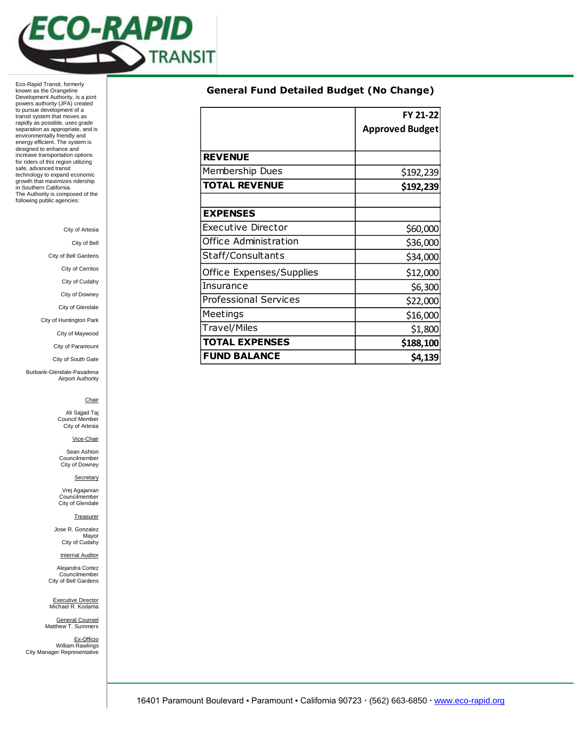# ECO-RAPID TRANSIT

Eco-Rapid Transit, formerly known as the Orangeline Development Authority, is a joint powers authority (JPA) created to pursue development of a transit system that moves as rapidly as possible, uses grade separation as appropriate, and is environmentally friendly and energy efficient. The system is designed to enhance and increase transportation options for riders of this region utilizing safe, advanced transit technology to expand economic growth that maximizes ridership in Southern California.
The Authority is composed of the following public agencies:

City of Artesia

City of Bell

City of Bell Gardens

City of Cerritos

City of Cudahy

City of Downey

City of Glendale

City of Huntington Park

City of Maywood

City of Paramount

City of South Gate

Burbank-Glendale-Pasadena Airport Authority

Chair

Ali Sajjad Taj
Council Member
City of Artesia

Vice-Chair

Sean Ashton
Councilmember
City of Downey

Secretary

Vrej Agajanian
Councilmember
City of Glendale

Treasurer

Jose R. Gonzalez
Mayor
City of Cudahy

Internal Auditor

Alejandra Cortez
Councilmember
City of Bell Gardens

Executive Director
Michael R. Kodama

General Counsel
Matthew T. Summers

Ex-Officio
William Rawlings
City Manager Representative

## General Fund Detailed Budget (No Change)

| | FY 21-22 Approved Budget |
|---|---:|
| **REVENUE** | |
| Membership Dues | $192,239 |
| **TOTAL REVENUE** | **$192,239** |
| | |
| **EXPENSES** | |
| Executive Director | $60,000 |
| Office Administration | $36,000 |
| Staff/Consultants | $34,000 |
| Office Expenses/Supplies | $12,000 |
| Insurance | $6,300 |
| Professional Services | $22,000 |
| Meetings | $16,000 |
| Travel/Miles | $1,800 |
| **TOTAL EXPENSES** | **$188,100** |
| **FUND BALANCE** | **$4,139** |

16401 Paramount Boulevard ▪ Paramount ▪ California 90723 · (562) 663-6850 · www.eco-rapid.org